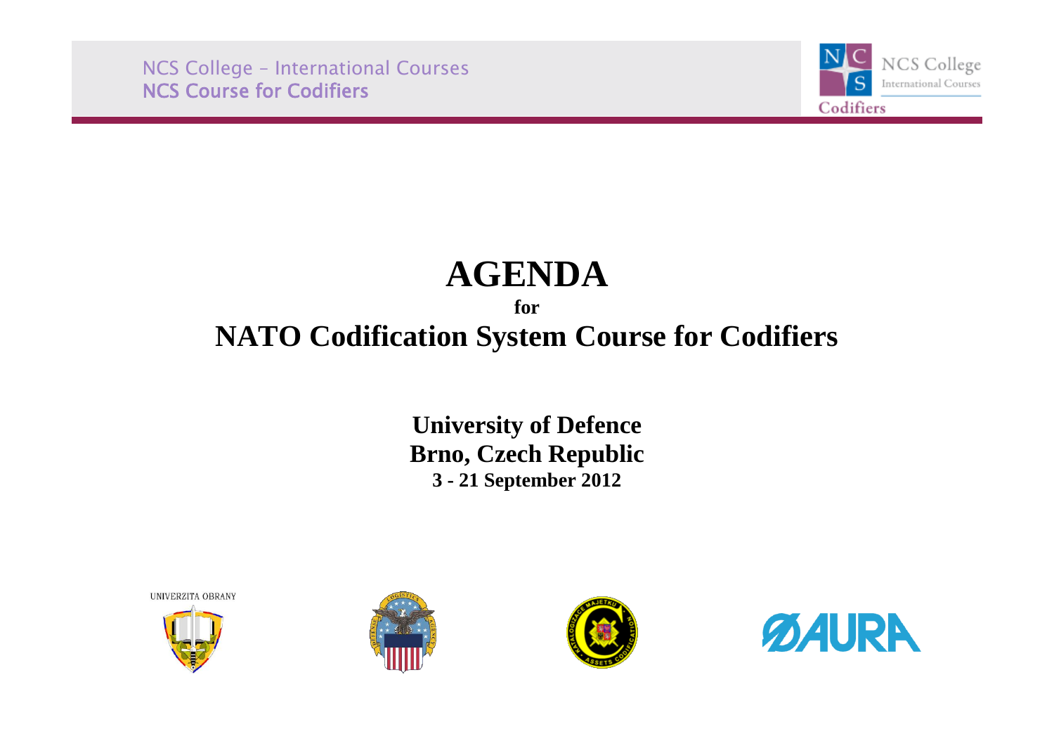NCS College - International Courses
NCS Course for Codifiers

# AGENDA

**for**

# NATO Codification System Course for Codifiers

**University of Defence**
**Brno, Czech Republic**
**3 - 21 September 2012**

UNIVERZITA OBRANY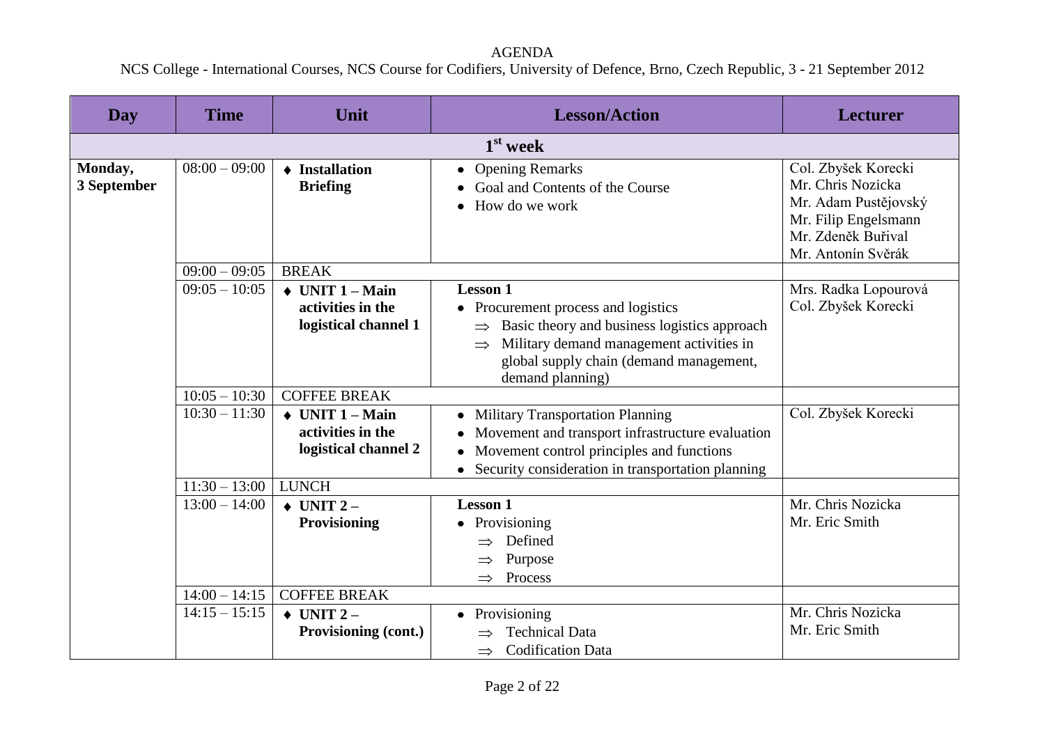AGENDA

NCS College - International Courses, NCS Course for Codifiers, University of Defence, Brno, Czech Republic, 3 - 21 September 2012

| Day | Time | Unit | Lesson/Action | Lecturer |
|---|---|---|---|---|
| **1st week** | | | | |
| **Monday, 3 September** | 08:00 – 09:00 | ♦ **Installation Briefing** | • Opening Remarks<br>• Goal and Contents of the Course<br>• How do we work | Col. Zbyšek Korecki<br>Mr. Chris Nozicka<br>Mr. Adam Pustějovský<br>Mr. Filip Engelsmann<br>Mr. Zdeněk Buřival<br>Mr. Antonín Svěrák |
| | 09:00 – 09:05 | BREAK | | |
| | 09:05 – 10:05 | ♦ **UNIT 1 – Main activities in the logistical channel 1** | **Lesson 1**<br>• Procurement process and logistics<br>⇒ Basic theory and business logistics approach<br>⇒ Military demand management activities in global supply chain (demand management, demand planning) | Mrs. Radka Lopourová<br>Col. Zbyšek Korecki |
| | 10:05 – 10:30 | COFFEE BREAK | | |
| | 10:30 – 11:30 | ♦ **UNIT 1 – Main activities in the logistical channel 2** | • Military Transportation Planning<br>• Movement and transport infrastructure evaluation<br>• Movement control principles and functions<br>• Security consideration in transportation planning | Col. Zbyšek Korecki |
| | 11:30 – 13:00 | LUNCH | | |
| | 13:00 – 14:00 | ♦ **UNIT 2 – Provisioning** | **Lesson 1**<br>• Provisioning<br>⇒ Defined<br>⇒ Purpose<br>⇒ Process | Mr. Chris Nozicka<br>Mr. Eric Smith |
| | 14:00 – 14:15 | COFFEE BREAK | | |
| | 14:15 – 15:15 | ♦ **UNIT 2 – Provisioning (cont.)** | • Provisioning<br>⇒ Technical Data<br>⇒ Codification Data | Mr. Chris Nozicka<br>Mr. Eric Smith |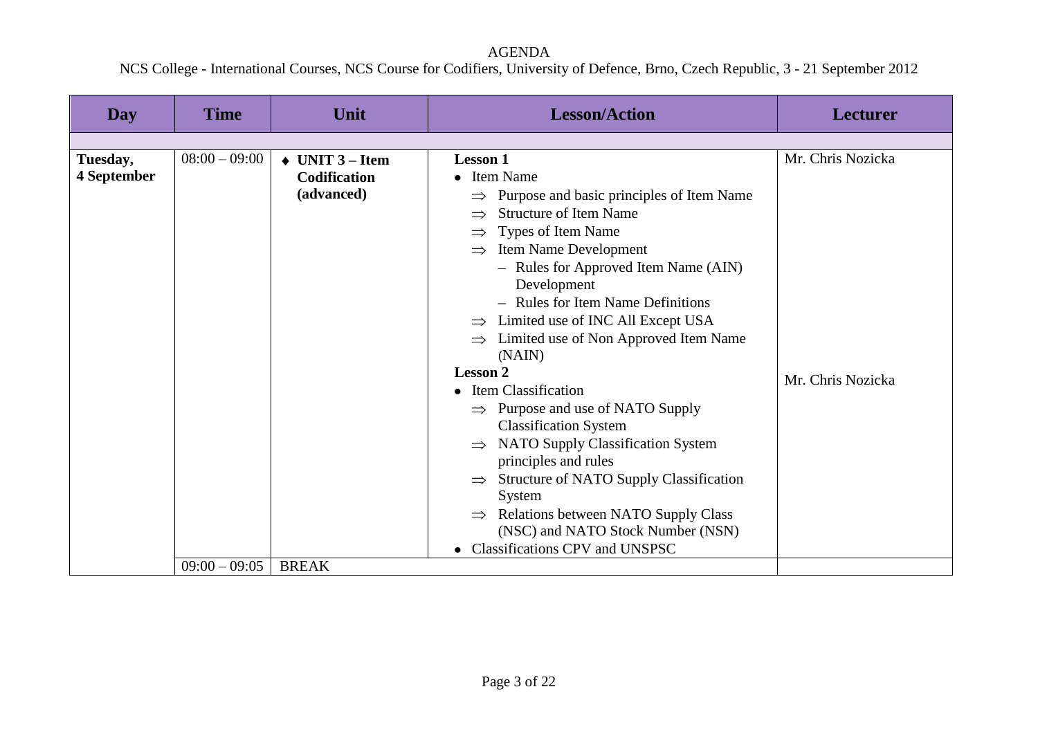AGENDA

NCS College - International Courses, NCS Course for Codifiers, University of Defence, Brno, Czech Republic, 3 - 21 September 2012

| Day | Time | Unit | Lesson/Action | Lecturer |
|---|---|---|---|---|
| | | | | |
| **Tuesday, 4 September** | 08:00 – 09:00 | ♦ **UNIT 3 – Item Codification (advanced)** | **Lesson 1**<br>• Item Name<br>⇒ Purpose and basic principles of Item Name<br>⇒ Structure of Item Name<br>⇒ Types of Item Name<br>⇒ Item Name Development<br>– Rules for Approved Item Name (AIN) Development<br>– Rules for Item Name Definitions<br>⇒ Limited use of INC All Except USA<br>⇒ Limited use of Non Approved Item Name (NAIN)<br>**Lesson 2**<br>• Item Classification<br>⇒ Purpose and use of NATO Supply Classification System<br>⇒ NATO Supply Classification System principles and rules<br>⇒ Structure of NATO Supply Classification System<br>⇒ Relations between NATO Supply Class (NSC) and NATO Stock Number (NSN)<br>• Classifications CPV and UNSPSC | Mr. Chris Nozicka<br><br><br><br><br><br><br><br><br><br><br><br>Mr. Chris Nozicka |
| | 09:00 – 09:05 | BREAK | | |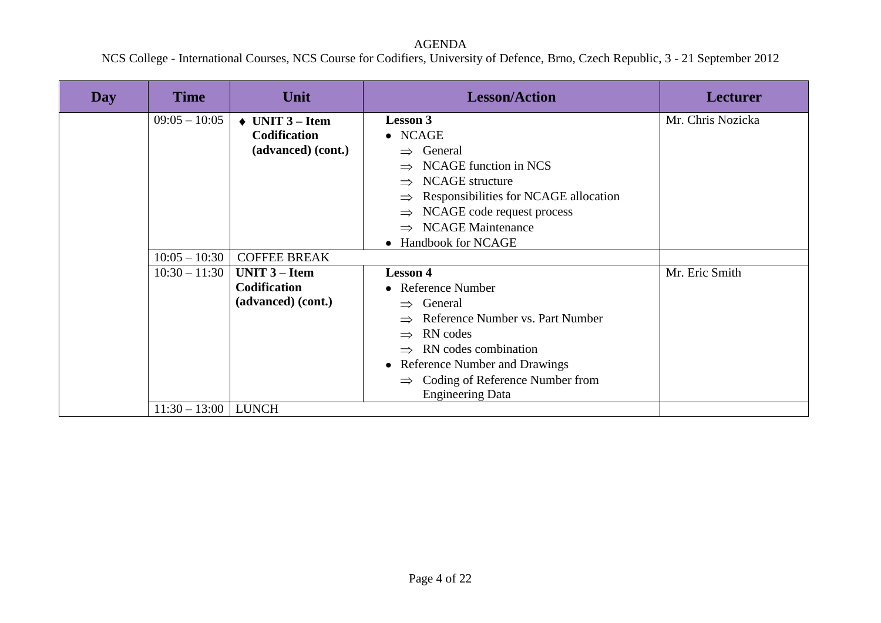AGENDA

NCS College - International Courses, NCS Course for Codifiers, University of Defence, Brno, Czech Republic, 3 - 21 September 2012

| Day | Time | Unit | Lesson/Action | Lecturer |
|---|---|---|---|---|
| | 09:05 – 10:05 | ♦ **UNIT 3 – Item Codification (advanced) (cont.)** | **Lesson 3**<br>• NCAGE<br>⇒ General<br>⇒ NCAGE function in NCS<br>⇒ NCAGE structure<br>⇒ Responsibilities for NCAGE allocation<br>⇒ NCAGE code request process<br>⇒ NCAGE Maintenance<br>• Handbook for NCAGE | Mr. Chris Nozicka |
| | 10:05 – 10:30 | COFFEE BREAK | | |
| | 10:30 – 11:30 | **UNIT 3 – Item Codification (advanced) (cont.)** | **Lesson 4**<br>• Reference Number<br>⇒ General<br>⇒ Reference Number vs. Part Number<br>⇒ RN codes<br>⇒ RN codes combination<br>• Reference Number and Drawings<br>⇒ Coding of Reference Number from Engineering Data | Mr. Eric Smith |
| | 11:30 – 13:00 | LUNCH | | |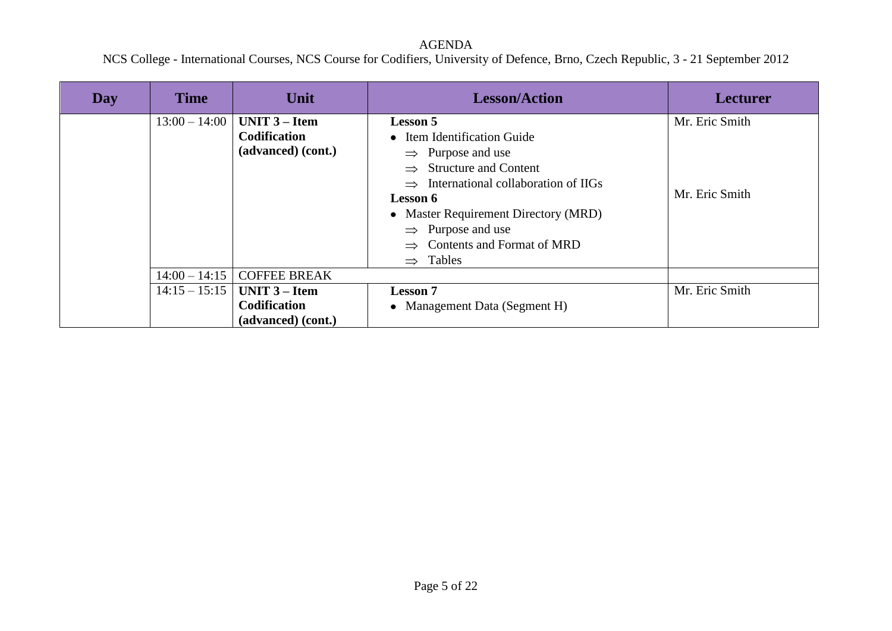AGENDA

NCS College - International Courses, NCS Course for Codifiers, University of Defence, Brno, Czech Republic, 3 - 21 September 2012

| Day | Time | Unit | Lesson/Action | Lecturer |
|---|---|---|---|---|
| | 13:00 – 14:00 | **UNIT 3 – Item Codification (advanced) (cont.)** | **Lesson 5**<br>• Item Identification Guide<br>⇒ Purpose and use<br>⇒ Structure and Content<br>⇒ International collaboration of IIGs<br>**Lesson 6**<br>• Master Requirement Directory (MRD)<br>⇒ Purpose and use<br>⇒ Contents and Format of MRD<br>⇒ Tables | Mr. Eric Smith<br><br><br><br><br>Mr. Eric Smith |
| | 14:00 – 14:15 | COFFEE BREAK | | |
| | 14:15 – 15:15 | **UNIT 3 – Item Codification (advanced) (cont.)** | **Lesson 7**<br>• Management Data (Segment H) | Mr. Eric Smith |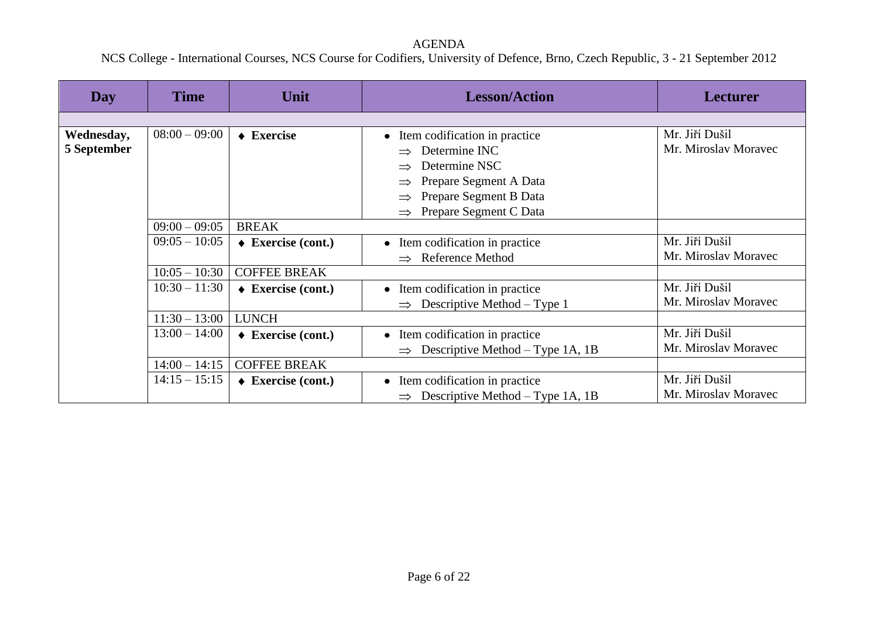AGENDA

NCS College - International Courses, NCS Course for Codifiers, University of Defence, Brno, Czech Republic, 3 - 21 September 2012

| Day | Time | Unit | Lesson/Action | Lecturer |
|---|---|---|---|---|
| | | | | |
| **Wednesday, 5 September** | 08:00 – 09:00 | ♦ **Exercise** | • Item codification in practice<br>⇒ Determine INC<br>⇒ Determine NSC<br>⇒ Prepare Segment A Data<br>⇒ Prepare Segment B Data<br>⇒ Prepare Segment C Data | Mr. Jiří Dušil<br>Mr. Miroslav Moravec |
| | 09:00 – 09:05 | BREAK | | |
| | 09:05 – 10:05 | ♦ **Exercise (cont.)** | • Item codification in practice<br>⇒ Reference Method | Mr. Jiří Dušil<br>Mr. Miroslav Moravec |
| | 10:05 – 10:30 | COFFEE BREAK | | |
| | 10:30 – 11:30 | ♦ **Exercise (cont.)** | • Item codification in practice<br>⇒ Descriptive Method – Type 1 | Mr. Jiří Dušil<br>Mr. Miroslav Moravec |
| | 11:30 – 13:00 | LUNCH | | |
| | 13:00 – 14:00 | ♦ **Exercise (cont.)** | • Item codification in practice<br>⇒ Descriptive Method – Type 1A, 1B | Mr. Jiří Dušil<br>Mr. Miroslav Moravec |
| | 14:00 – 14:15 | COFFEE BREAK | | |
| | 14:15 – 15:15 | ♦ **Exercise (cont.)** | • Item codification in practice<br>⇒ Descriptive Method – Type 1A, 1B | Mr. Jiří Dušil<br>Mr. Miroslav Moravec |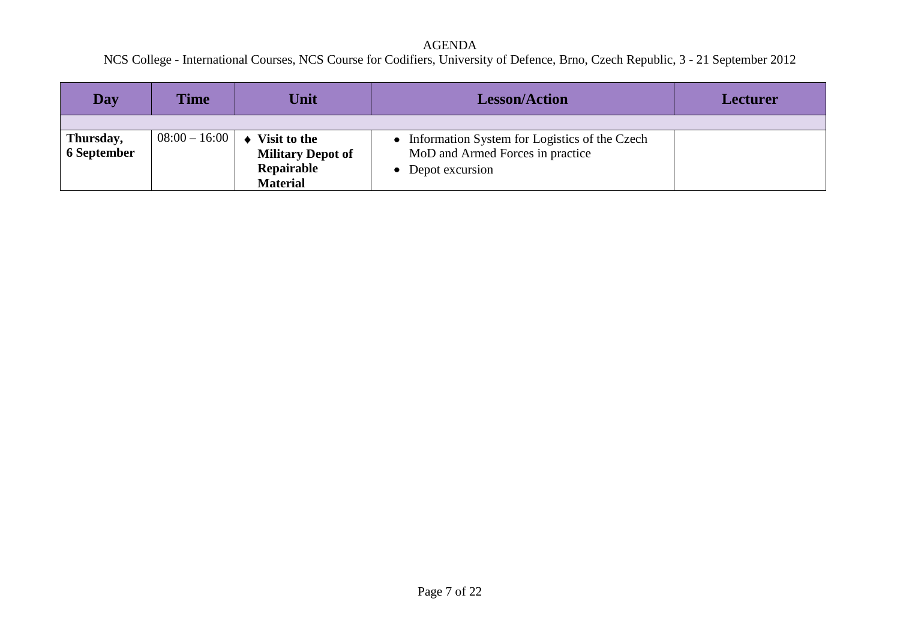AGENDA

NCS College - International Courses, NCS Course for Codifiers, University of Defence, Brno, Czech Republic, 3 - 21 September 2012

| Day | Time | Unit | Lesson/Action | Lecturer |
| --- | --- | --- | --- | --- |
| | | | | |
| **Thursday, 6 September** | 08:00 – 16:00 | ♦ **Visit to the Military Depot of Repairable Material** | • Information System for Logistics of the Czech MoD and Armed Forces in practice<br>• Depot excursion | |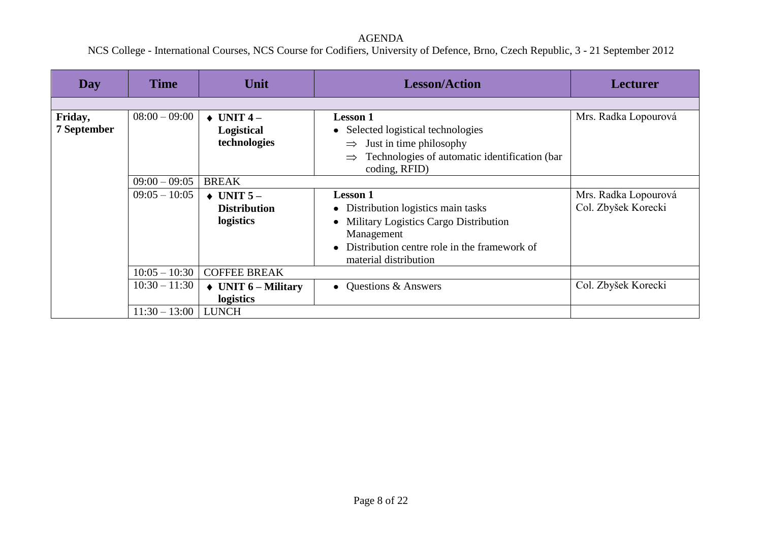AGENDA

NCS College - International Courses, NCS Course for Codifiers, University of Defence, Brno, Czech Republic, 3 - 21 September 2012

| Day | Time | Unit | Lesson/Action | Lecturer |
|---|---|---|---|---|
| | | | | |
| **Friday, 7 September** | 08:00 – 09:00 | ♦ **UNIT 4 – Logistical technologies** | **Lesson 1**<br>• Selected logistical technologies<br>⇒ Just in time philosophy<br>⇒ Technologies of automatic identification (bar coding, RFID) | Mrs. Radka Lopourová |
| | 09:00 – 09:05 | BREAK | | |
| | 09:05 – 10:05 | ♦ **UNIT 5 – Distribution logistics** | **Lesson 1**<br>• Distribution logistics main tasks<br>• Military Logistics Cargo Distribution Management<br>• Distribution centre role in the framework of material distribution | Mrs. Radka Lopourová<br>Col. Zbyšek Korecki |
| | 10:05 – 10:30 | COFFEE BREAK | | |
| | 10:30 – 11:30 | ♦ **UNIT 6 – Military logistics** | • Questions & Answers | Col. Zbyšek Korecki |
| | 11:30 – 13:00 | LUNCH | | |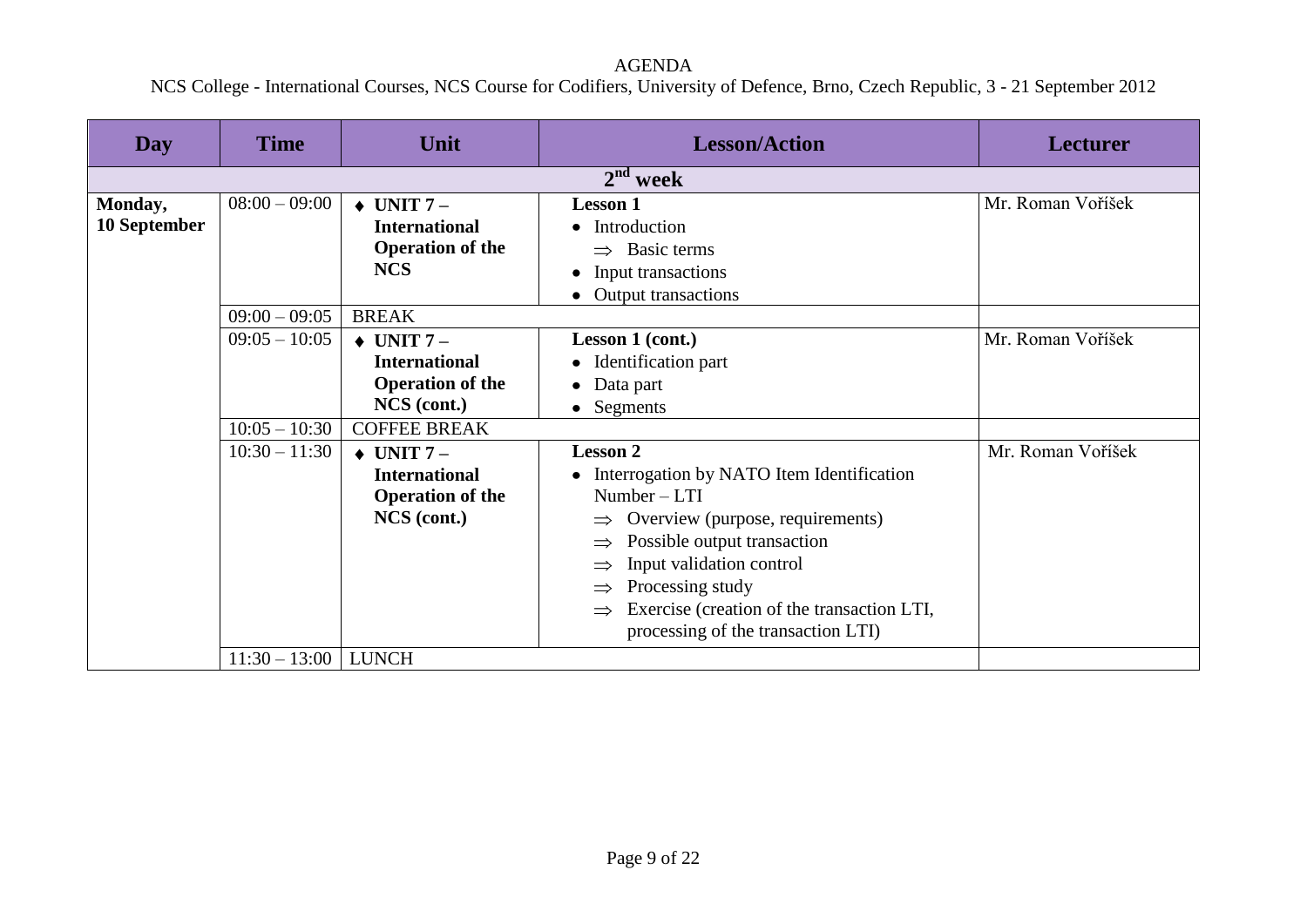AGENDA

NCS College - International Courses, NCS Course for Codifiers, University of Defence, Brno, Czech Republic, 3 - 21 September 2012

| Day | Time | Unit | Lesson/Action | Lecturer |
|---|---|---|---|---|
| **2nd week** | | | | |
| **Monday, 10 September** | 08:00 – 09:00 | ♦ **UNIT 7 – International Operation of the NCS** | **Lesson 1**<br>• Introduction<br>⇒ Basic terms<br>• Input transactions<br>• Output transactions | Mr. Roman Voříšek |
| | 09:00 – 09:05 | BREAK | | |
| | 09:05 – 10:05 | ♦ **UNIT 7 – International Operation of the NCS (cont.)** | **Lesson 1 (cont.)**<br>• Identification part<br>• Data part<br>• Segments | Mr. Roman Voříšek |
| | 10:05 – 10:30 | COFFEE BREAK | | |
| | 10:30 – 11:30 | ♦ **UNIT 7 – International Operation of the NCS (cont.)** | **Lesson 2**<br>• Interrogation by NATO Item Identification Number – LTI<br>⇒ Overview (purpose, requirements)<br>⇒ Possible output transaction<br>⇒ Input validation control<br>⇒ Processing study<br>⇒ Exercise (creation of the transaction LTI, processing of the transaction LTI) | Mr. Roman Voříšek |
| | 11:30 – 13:00 | LUNCH | | |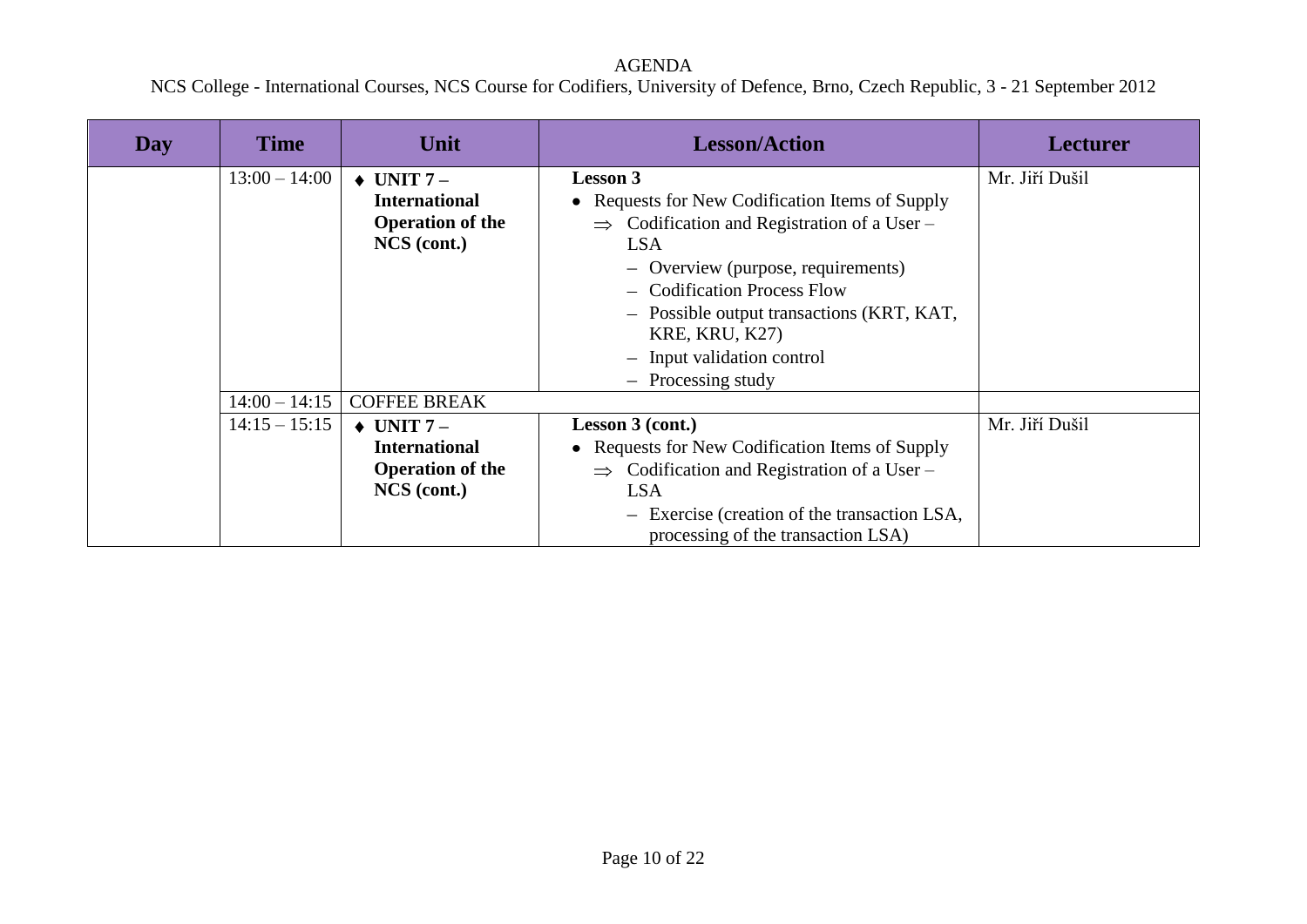AGENDA

NCS College - International Courses, NCS Course for Codifiers, University of Defence, Brno, Czech Republic, 3 - 21 September 2012

| Day | Time | Unit | Lesson/Action | Lecturer |
|---|---|---|---|---|
| | 13:00 – 14:00 | ♦ **UNIT 7 – International Operation of the NCS (cont.)** | **Lesson 3**<br>• Requests for New Codification Items of Supply<br>⇒ Codification and Registration of a User – LSA<br>– Overview (purpose, requirements)<br>– Codification Process Flow<br>– Possible output transactions (KRT, KAT, KRE, KRU, K27)<br>– Input validation control<br>– Processing study | Mr. Jiří Dušil |
| | 14:00 – 14:15 | COFFEE BREAK | | |
| | 14:15 – 15:15 | ♦ **UNIT 7 – International Operation of the NCS (cont.)** | **Lesson 3 (cont.)**<br>• Requests for New Codification Items of Supply<br>⇒ Codification and Registration of a User – LSA<br>– Exercise (creation of the transaction LSA, processing of the transaction LSA) | Mr. Jiří Dušil |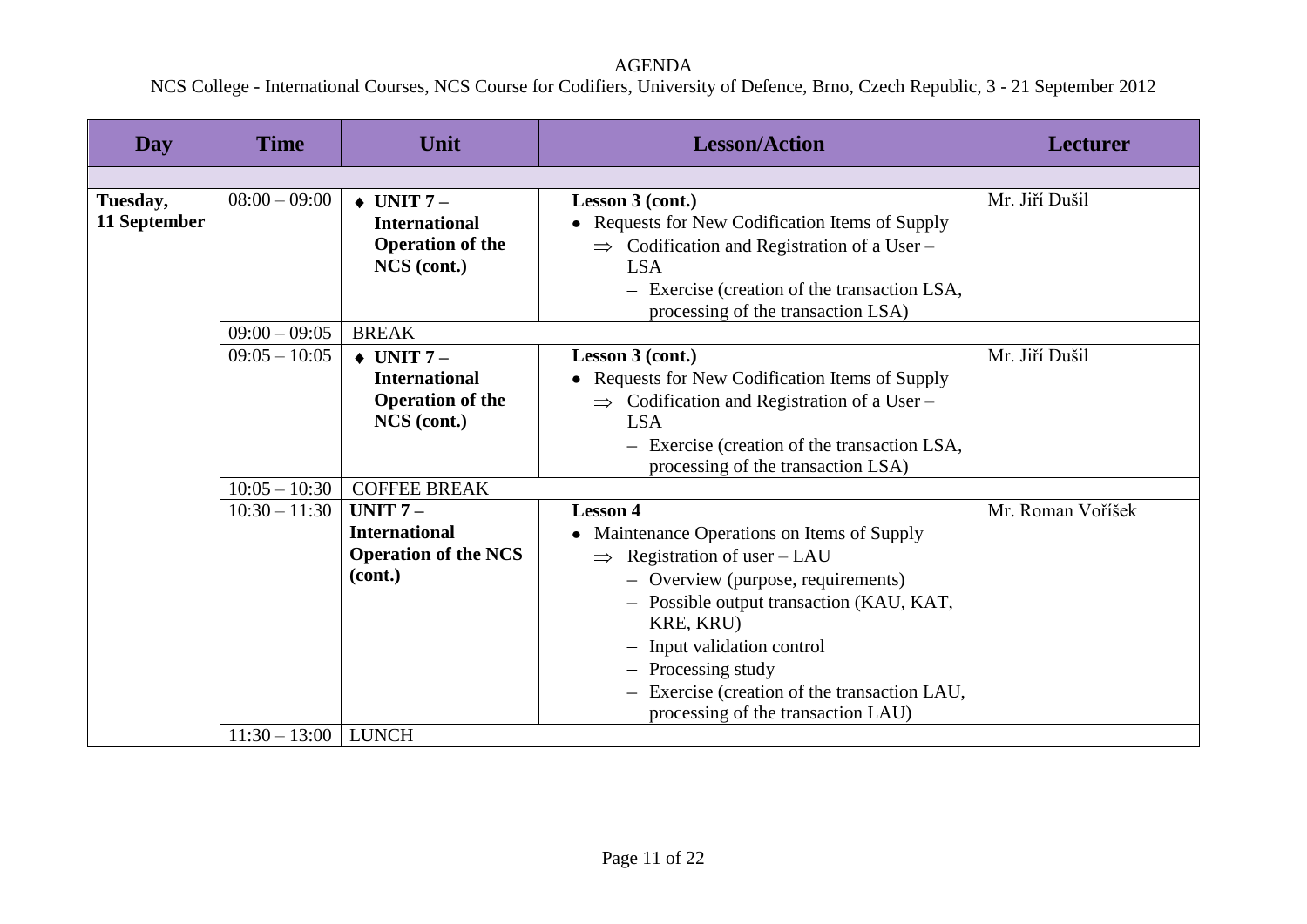AGENDA

NCS College - International Courses, NCS Course for Codifiers, University of Defence, Brno, Czech Republic, 3 - 21 September 2012

| Day | Time | Unit | Lesson/Action | Lecturer |
|---|---|---|---|---|
| | | | | |
| **Tuesday, 11 September** | 08:00 – 09:00 | ♦ **UNIT 7 – International Operation of the NCS (cont.)** | **Lesson 3 (cont.)**<br>• Requests for New Codification Items of Supply<br>⇒ Codification and Registration of a User – LSA<br>– Exercise (creation of the transaction LSA, processing of the transaction LSA) | Mr. Jiří Dušil |
| | 09:00 – 09:05 | BREAK | | |
| | 09:05 – 10:05 | ♦ **UNIT 7 – International Operation of the NCS (cont.)** | **Lesson 3 (cont.)**<br>• Requests for New Codification Items of Supply<br>⇒ Codification and Registration of a User – LSA<br>– Exercise (creation of the transaction LSA, processing of the transaction LSA) | Mr. Jiří Dušil |
| | 10:05 – 10:30 | COFFEE BREAK | | |
| | 10:30 – 11:30 | **UNIT 7 – International Operation of the NCS (cont.)** | **Lesson 4**<br>• Maintenance Operations on Items of Supply<br>⇒ Registration of user – LAU<br>– Overview (purpose, requirements)<br>– Possible output transaction (KAU, KAT, KRE, KRU)<br>– Input validation control<br>– Processing study<br>– Exercise (creation of the transaction LAU, processing of the transaction LAU) | Mr. Roman Voříšek |
| | 11:30 – 13:00 | LUNCH | | |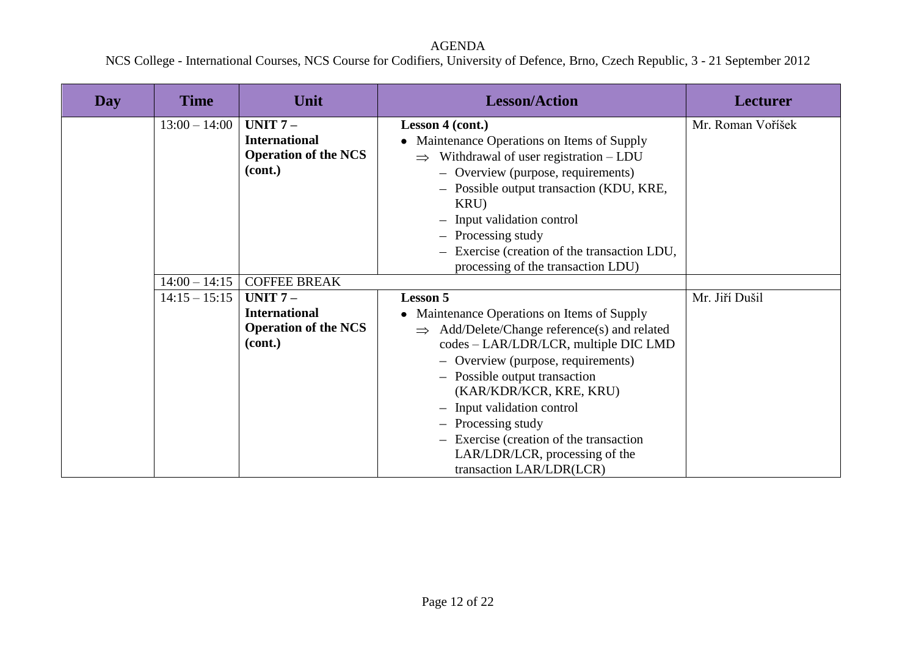AGENDA

NCS College - International Courses, NCS Course for Codifiers, University of Defence, Brno, Czech Republic, 3 - 21 September 2012

| Day | Time | Unit | Lesson/Action | Lecturer |
|---|---|---|---|---|
| | 13:00 – 14:00 | **UNIT 7 – International Operation of the NCS (cont.)** | **Lesson 4 (cont.)**<br>• Maintenance Operations on Items of Supply<br>⇒ Withdrawal of user registration – LDU<br>– Overview (purpose, requirements)<br>– Possible output transaction (KDU, KRE, KRU)<br>– Input validation control<br>– Processing study<br>– Exercise (creation of the transaction LDU, processing of the transaction LDU) | Mr. Roman Voříšek |
| | 14:00 – 14:15 | COFFEE BREAK | | |
| | 14:15 – 15:15 | **UNIT 7 – International Operation of the NCS (cont.)** | **Lesson 5**<br>• Maintenance Operations on Items of Supply<br>⇒ Add/Delete/Change reference(s) and related codes – LAR/LDR/LCR, multiple DIC LMD<br>– Overview (purpose, requirements)<br>– Possible output transaction (KAR/KDR/KCR, KRE, KRU)<br>– Input validation control<br>– Processing study<br>– Exercise (creation of the transaction LAR/LDR/LCR, processing of the transaction LAR/LDR(LCR) | Mr. Jiří Dušil |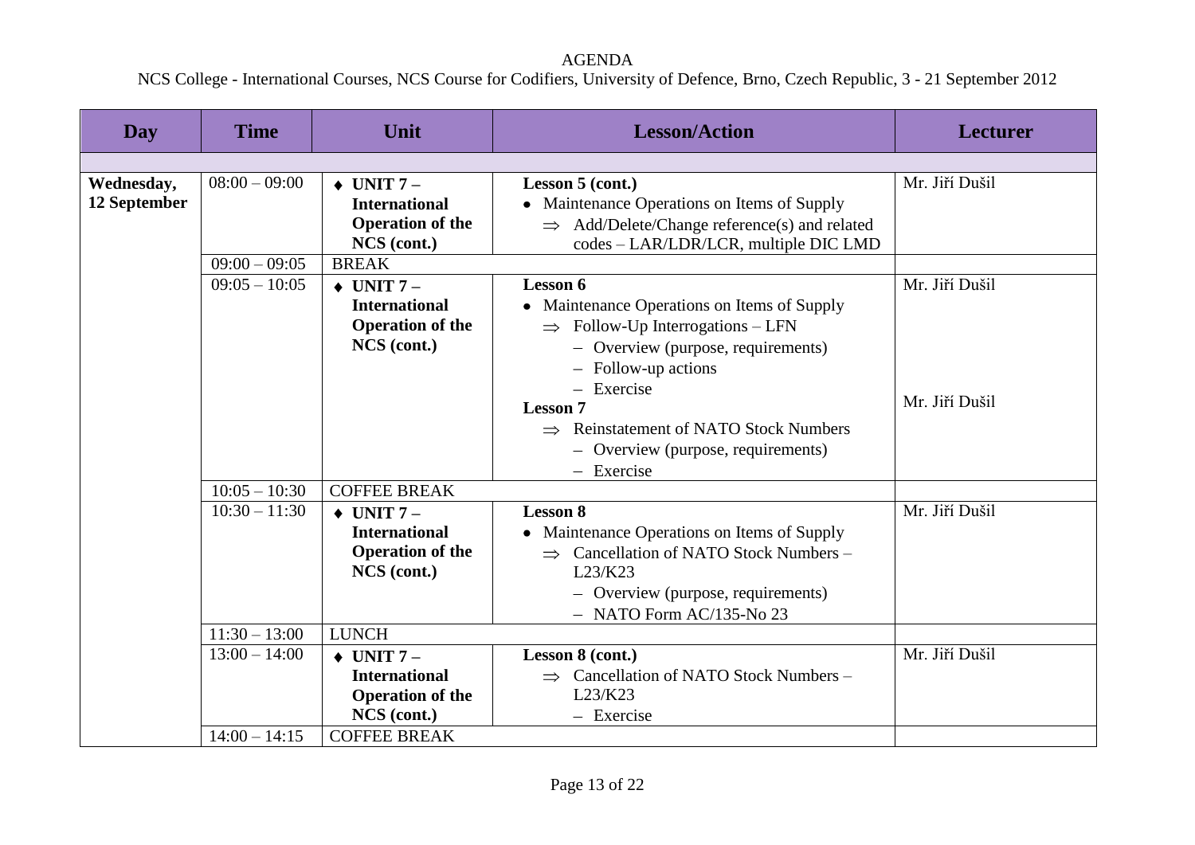AGENDA

NCS College - International Courses, NCS Course for Codifiers, University of Defence, Brno, Czech Republic, 3 - 21 September 2012

| Day | Time | Unit | Lesson/Action | Lecturer |
|---|---|---|---|---|
| | | | | |
| **Wednesday, 12 September** | 08:00 – 09:00 | ♦ **UNIT 7 – International Operation of the NCS (cont.)** | **Lesson 5 (cont.)**<br>• Maintenance Operations on Items of Supply<br>⇒ Add/Delete/Change reference(s) and related codes – LAR/LDR/LCR, multiple DIC LMD | Mr. Jiří Dušil |
| | 09:00 – 09:05 | BREAK | | |
| | 09:05 – 10:05 | ♦ **UNIT 7 – International Operation of the NCS (cont.)** | **Lesson 6**<br>• Maintenance Operations on Items of Supply<br>⇒ Follow-Up Interrogations – LFN<br>– Overview (purpose, requirements)<br>– Follow-up actions<br>– Exercise<br>**Lesson 7**<br>⇒ Reinstatement of NATO Stock Numbers<br>– Overview (purpose, requirements)<br>– Exercise | Mr. Jiří Dušil<br><br>Mr. Jiří Dušil |
| | 10:05 – 10:30 | COFFEE BREAK | | |
| | 10:30 – 11:30 | ♦ **UNIT 7 – International Operation of the NCS (cont.)** | **Lesson 8**<br>• Maintenance Operations on Items of Supply<br>⇒ Cancellation of NATO Stock Numbers – L23/K23<br>– Overview (purpose, requirements)<br>– NATO Form AC/135-No 23 | Mr. Jiří Dušil |
| | 11:30 – 13:00 | LUNCH | | |
| | 13:00 – 14:00 | ♦ **UNIT 7 – International Operation of the NCS (cont.)** | **Lesson 8 (cont.)**<br>⇒ Cancellation of NATO Stock Numbers – L23/K23<br>– Exercise | Mr. Jiří Dušil |
| | 14:00 – 14:15 | COFFEE BREAK | | |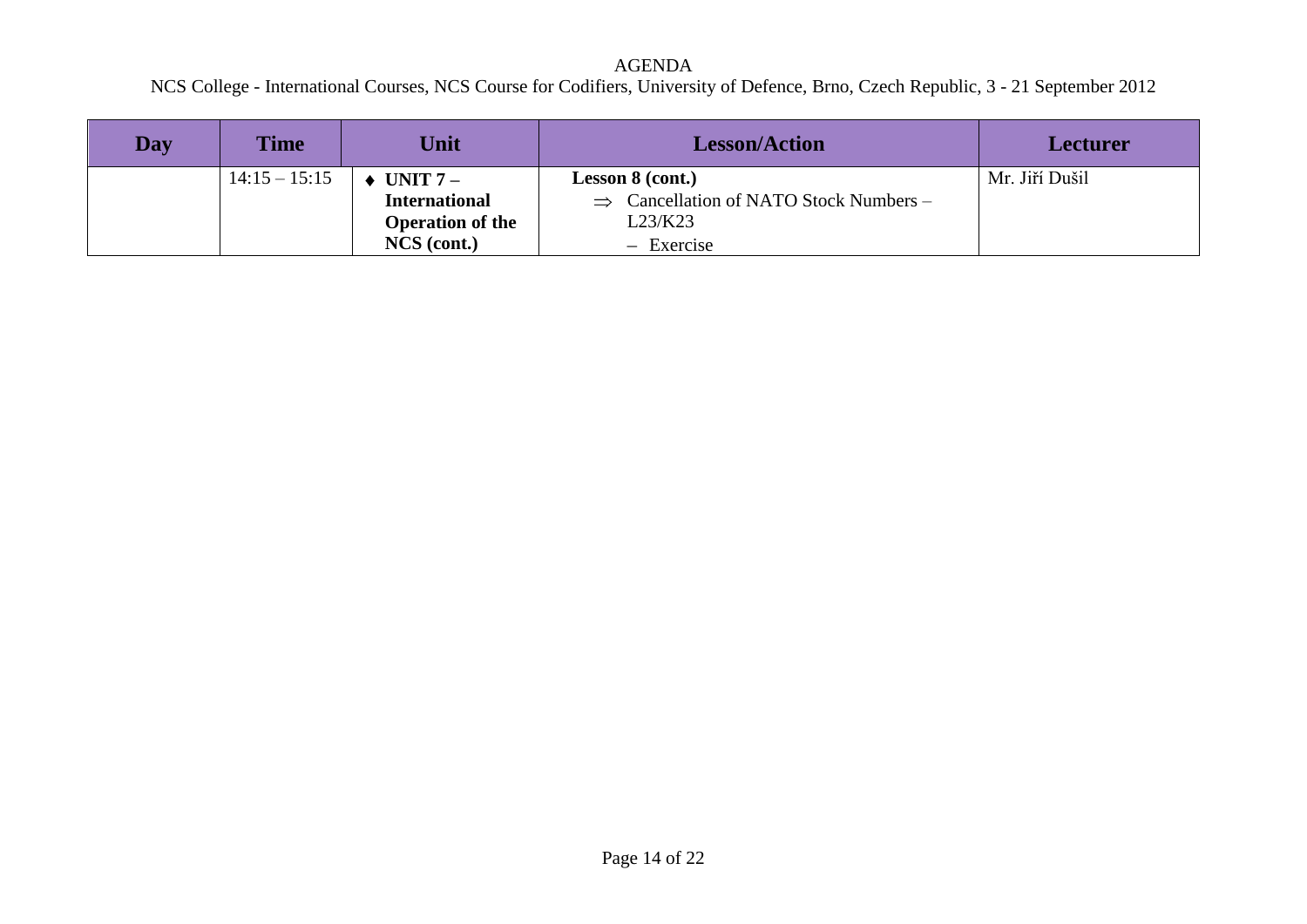| Day | Time | Unit | Lesson/Action | Lecturer |
|---|---|---|---|---|
| | 14:15 – 15:15 | ♦ **UNIT 7 – International Operation of the NCS (cont.)** | **Lesson 8 (cont.)**<br>⇒ Cancellation of NATO Stock Numbers – L23/K23<br>– Exercise | Mr. Jiří Dušil |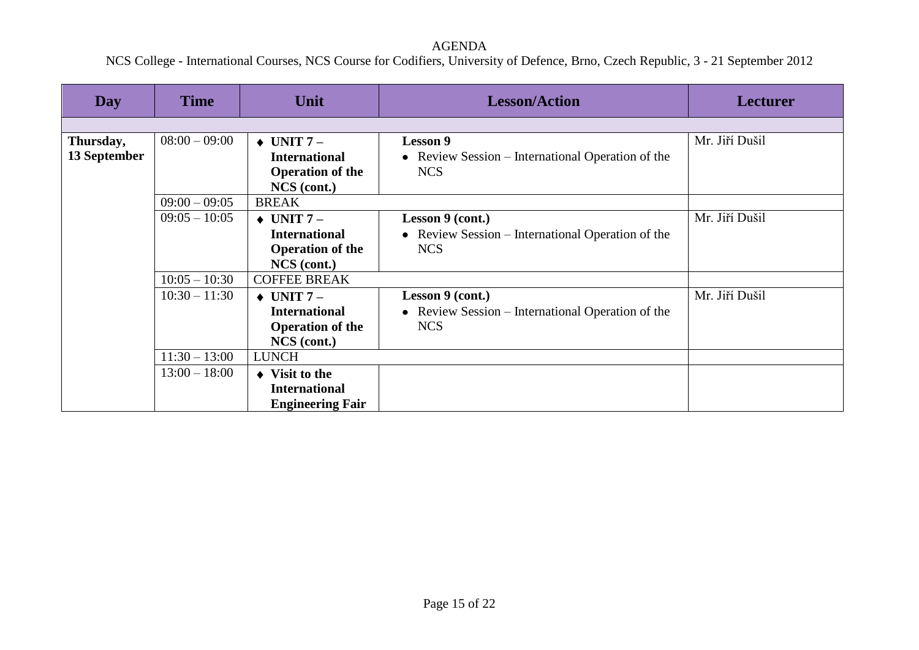AGENDA

NCS College - International Courses, NCS Course for Codifiers, University of Defence, Brno, Czech Republic, 3 - 21 September 2012

| Day | Time | Unit | Lesson/Action | Lecturer |
|---|---|---|---|---|
| | | | | |
| **Thursday, 13 September** | 08:00 – 09:00 | ♦ **UNIT 7 – International Operation of the NCS (cont.)** | **Lesson 9**<br>• Review Session – International Operation of the NCS | Mr. Jiří Dušil |
| | 09:00 – 09:05 | BREAK | | |
| | 09:05 – 10:05 | ♦ **UNIT 7 – International Operation of the NCS (cont.)** | **Lesson 9 (cont.)**<br>• Review Session – International Operation of the NCS | Mr. Jiří Dušil |
| | 10:05 – 10:30 | COFFEE BREAK | | |
| | 10:30 – 11:30 | ♦ **UNIT 7 – International Operation of the NCS (cont.)** | **Lesson 9 (cont.)**<br>• Review Session – International Operation of the NCS | Mr. Jiří Dušil |
| | 11:30 – 13:00 | LUNCH | | |
| | 13:00 – 18:00 | ♦ **Visit to the International Engineering Fair** | | |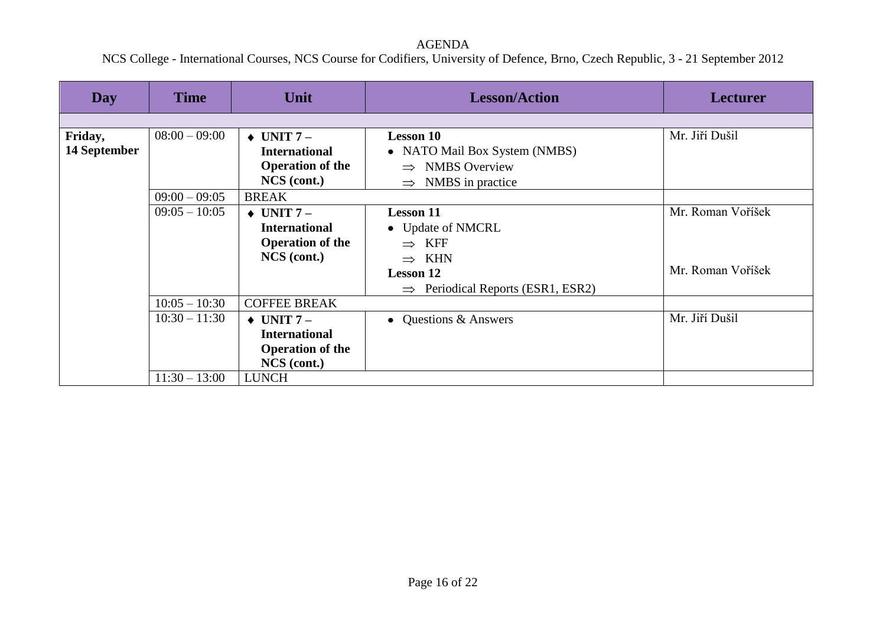AGENDA

NCS College - International Courses, NCS Course for Codifiers, University of Defence, Brno, Czech Republic, 3 - 21 September 2012

| Day | Time | Unit | Lesson/Action | Lecturer |
|---|---|---|---|---|
| | | | | |
| **Friday, 14 September** | 08:00 – 09:00 | ♦ **UNIT 7 – International Operation of the NCS (cont.)** | **Lesson 10**<br>• NATO Mail Box System (NMBS)<br>⇒ NMBS Overview<br>⇒ NMBS in practice | Mr. Jiří Dušil |
| | 09:00 – 09:05 | BREAK | | |
| | 09:05 – 10:05 | ♦ **UNIT 7 – International Operation of the NCS (cont.)** | **Lesson 11**<br>• Update of NMCRL<br>⇒ KFF<br>⇒ KHN<br>**Lesson 12**<br>⇒ Periodical Reports (ESR1, ESR2) | Mr. Roman Voříšek<br><br><br><br>Mr. Roman Voříšek |
| | 10:05 – 10:30 | COFFEE BREAK | | |
| | 10:30 – 11:30 | ♦ **UNIT 7 – International Operation of the NCS (cont.)** | • Questions & Answers | Mr. Jiří Dušil |
| | 11:30 – 13:00 | LUNCH | | |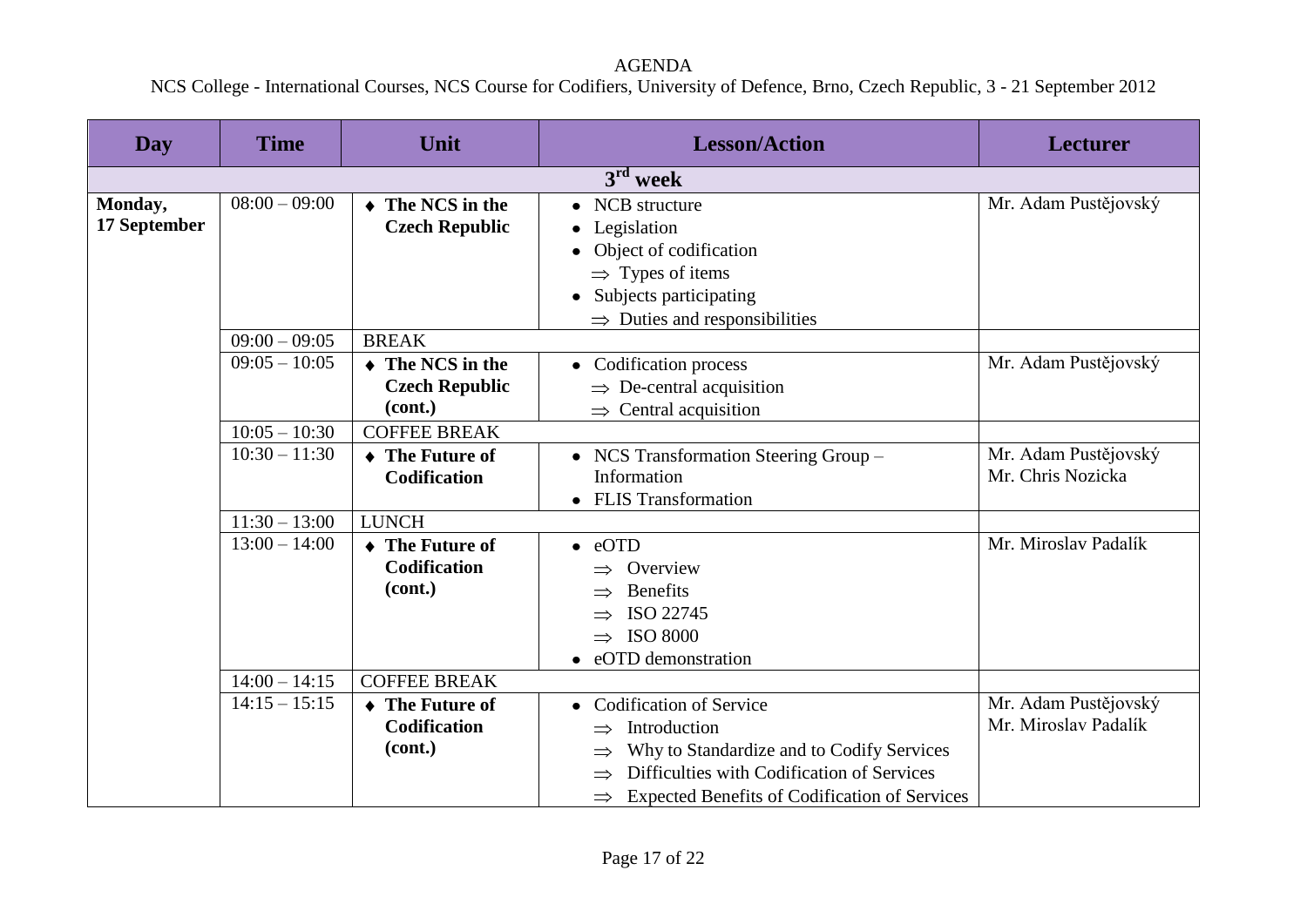AGENDA

NCS College - International Courses, NCS Course for Codifiers, University of Defence, Brno, Czech Republic, 3 - 21 September 2012

| Day | Time | Unit | Lesson/Action | Lecturer |
|---|---|---|---|---|
| **3rd week** | | | | |
| **Monday, 17 September** | 08:00 – 09:00 | ♦ **The NCS in the Czech Republic** | • NCB structure<br>• Legislation<br>• Object of codification<br>⇒ Types of items<br>• Subjects participating<br>⇒ Duties and responsibilities | Mr. Adam Pustějovský |
| | 09:00 – 09:05 | BREAK | | |
| | 09:05 – 10:05 | ♦ **The NCS in the Czech Republic (cont.)** | • Codification process<br>⇒ De-central acquisition<br>⇒ Central acquisition | Mr. Adam Pustějovský |
| | 10:05 – 10:30 | COFFEE BREAK | | |
| | 10:30 – 11:30 | ♦ **The Future of Codification** | • NCS Transformation Steering Group – Information<br>• FLIS Transformation | Mr. Adam Pustějovský<br>Mr. Chris Nozicka |
| | 11:30 – 13:00 | LUNCH | | |
| | 13:00 – 14:00 | ♦ **The Future of Codification (cont.)** | • eOTD<br>⇒ Overview<br>⇒ Benefits<br>⇒ ISO 22745<br>⇒ ISO 8000<br>• eOTD demonstration | Mr. Miroslav Padalík |
| | 14:00 – 14:15 | COFFEE BREAK | | |
| | 14:15 – 15:15 | ♦ **The Future of Codification (cont.)** | • Codification of Service<br>⇒ Introduction<br>⇒ Why to Standardize and to Codify Services<br>⇒ Difficulties with Codification of Services<br>⇒ Expected Benefits of Codification of Services | Mr. Adam Pustějovský<br>Mr. Miroslav Padalík |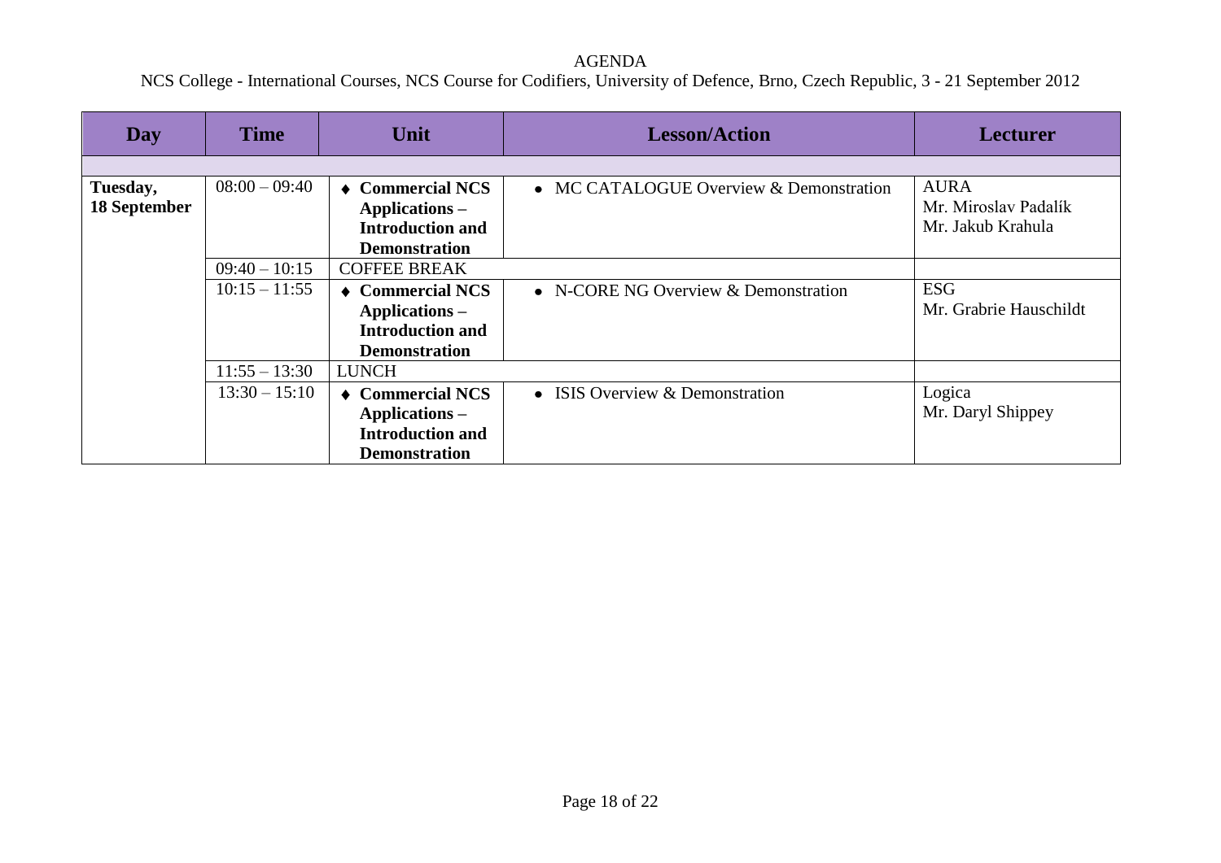AGENDA

NCS College - International Courses, NCS Course for Codifiers, University of Defence, Brno, Czech Republic, 3 - 21 September 2012

| Day | Time | Unit | Lesson/Action | Lecturer |
|---|---|---|---|---|
| | | | | |
| **Tuesday, 18 September** | 08:00 – 09:40 | ♦ **Commercial NCS Applications – Introduction and Demonstration** | • MC CATALOGUE Overview & Demonstration | AURA<br>Mr. Miroslav Padalík<br>Mr. Jakub Krahula |
| | 09:40 – 10:15 | COFFEE BREAK | | |
| | 10:15 – 11:55 | ♦ **Commercial NCS Applications – Introduction and Demonstration** | • N-CORE NG Overview & Demonstration | ESG<br>Mr. Grabrie Hauschildt |
| | 11:55 – 13:30 | LUNCH | | |
| | 13:30 – 15:10 | ♦ **Commercial NCS Applications – Introduction and Demonstration** | • ISIS Overview & Demonstration | Logica<br>Mr. Daryl Shippey |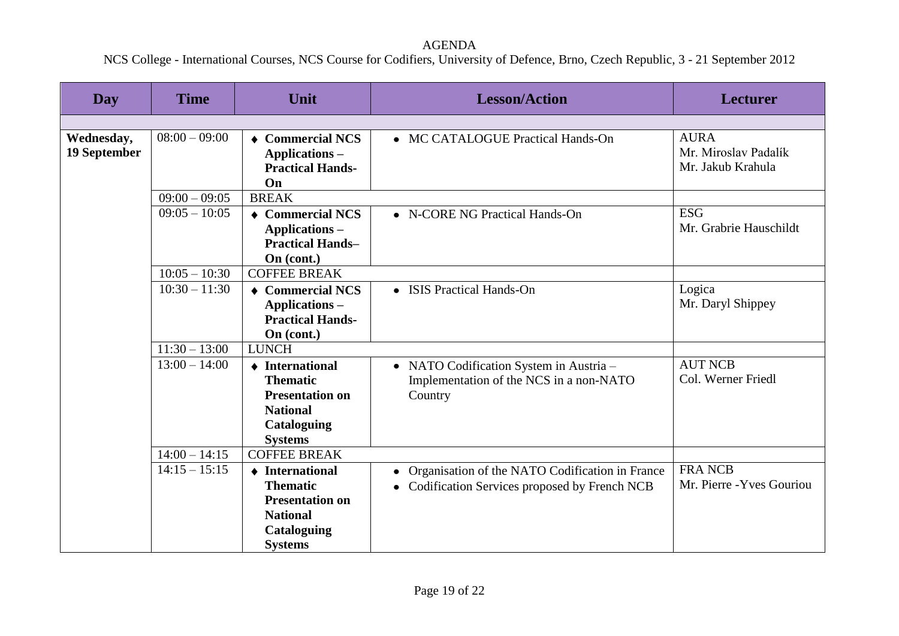AGENDA

NCS College - International Courses, NCS Course for Codifiers, University of Defence, Brno, Czech Republic, 3 - 21 September 2012

| Day | Time | Unit | Lesson/Action | Lecturer |
|---|---|---|---|---|
| | | | | |
| **Wednesday, 19 September** | 08:00 – 09:00 | ♦ **Commercial NCS Applications – Practical Hands-On** | • MC CATALOGUE Practical Hands-On | AURA<br>Mr. Miroslav Padalík<br>Mr. Jakub Krahula |
| | 09:00 – 09:05 | BREAK | | |
| | 09:05 – 10:05 | ♦ **Commercial NCS Applications – Practical Hands– On (cont.)** | • N-CORE NG Practical Hands-On | ESG<br>Mr. Grabrie Hauschildt |
| | 10:05 – 10:30 | COFFEE BREAK | | |
| | 10:30 – 11:30 | ♦ **Commercial NCS Applications – Practical Hands-On (cont.)** | • ISIS Practical Hands-On | Logica<br>Mr. Daryl Shippey |
| | 11:30 – 13:00 | LUNCH | | |
| | 13:00 – 14:00 | ♦ **International Thematic Presentation on National Cataloguing Systems** | • NATO Codification System in Austria – Implementation of the NCS in a non-NATO Country | AUT NCB<br>Col. Werner Friedl |
| | 14:00 – 14:15 | COFFEE BREAK | | |
| | 14:15 – 15:15 | ♦ **International Thematic Presentation on National Cataloguing Systems** | • Organisation of the NATO Codification in France<br>• Codification Services proposed by French NCB | FRA NCB<br>Mr. Pierre -Yves Gouriou |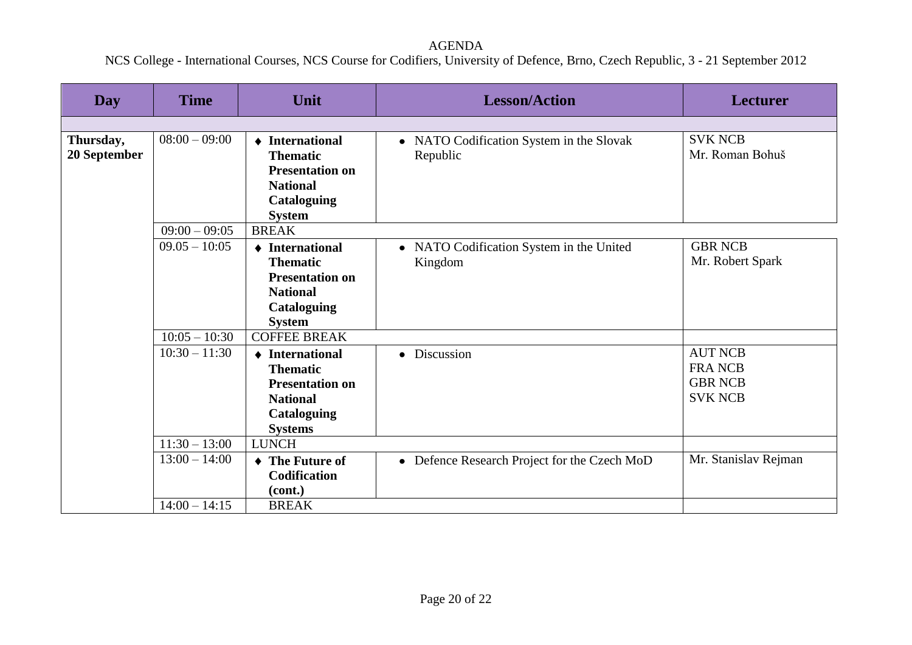AGENDA

NCS College - International Courses, NCS Course for Codifiers, University of Defence, Brno, Czech Republic, 3 - 21 September 2012

| Day | Time | Unit | Lesson/Action | Lecturer |
|---|---|---|---|---|
| | | | | |
| **Thursday, 20 September** | 08:00 – 09:00 | ♦ **International Thematic Presentation on National Cataloguing System** | • NATO Codification System in the Slovak Republic | SVK NCB Mr. Roman Bohuš |
| | 09:00 – 09:05 | BREAK | | |
| | 09.05 – 10:05 | ♦ **International Thematic Presentation on National Cataloguing System** | • NATO Codification System in the United Kingdom | GBR NCB Mr. Robert Spark |
| | 10:05 – 10:30 | COFFEE BREAK | | |
| | 10:30 – 11:30 | ♦ **International Thematic Presentation on National Cataloguing Systems** | • Discussion | AUT NCB FRA NCB GBR NCB SVK NCB |
| | 11:30 – 13:00 | LUNCH | | |
| | 13:00 – 14:00 | ♦ **The Future of Codification (cont.)** | • Defence Research Project for the Czech MoD | Mr. Stanislav Rejman |
| | 14:00 – 14:15 | BREAK | | |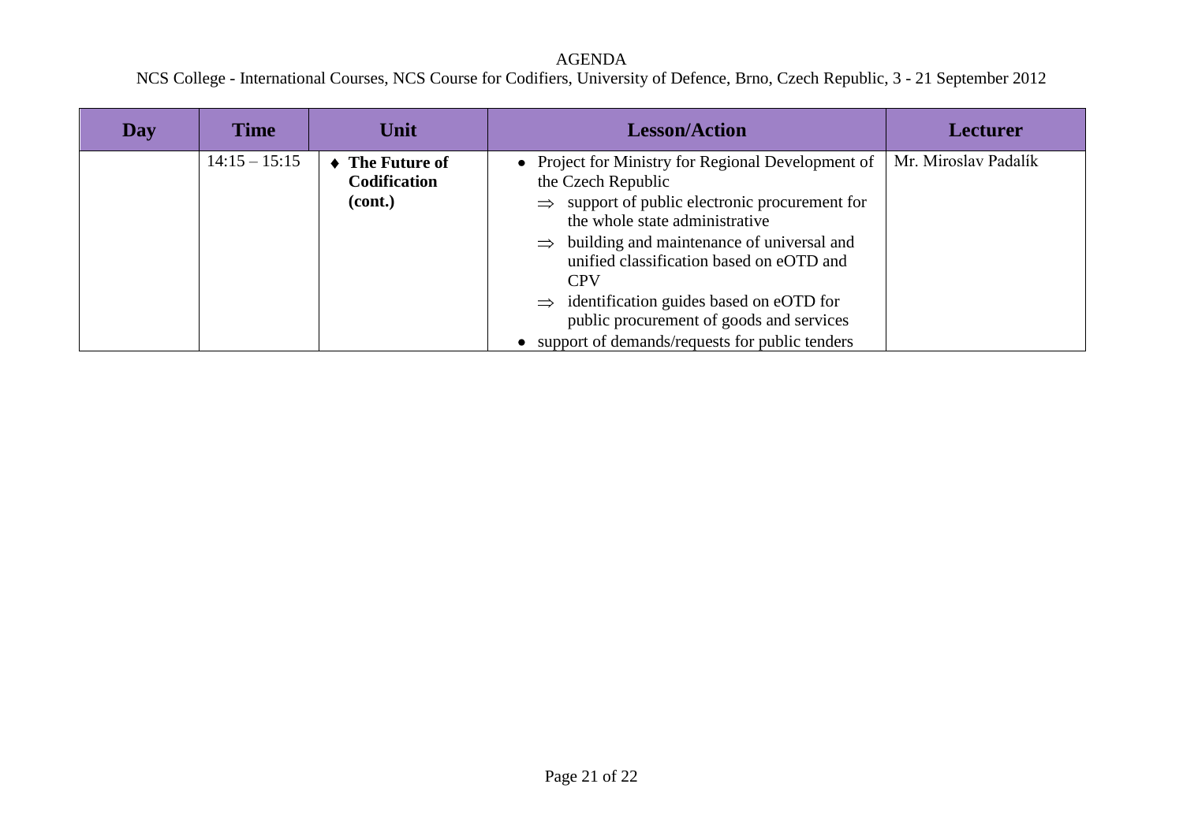| Day | Time | Unit | Lesson/Action | Lecturer |
|---|---|---|---|---|
| | 14:15 – 15:15 | ♦ **The Future of Codification (cont.)** | • Project for Ministry for Regional Development of the Czech Republic<br>⇒ support of public electronic procurement for the whole state administrative<br>⇒ building and maintenance of universal and unified classification based on eOTD and CPV<br>⇒ identification guides based on eOTD for public procurement of goods and services<br>• support of demands/requests for public tenders | Mr. Miroslav Padalík |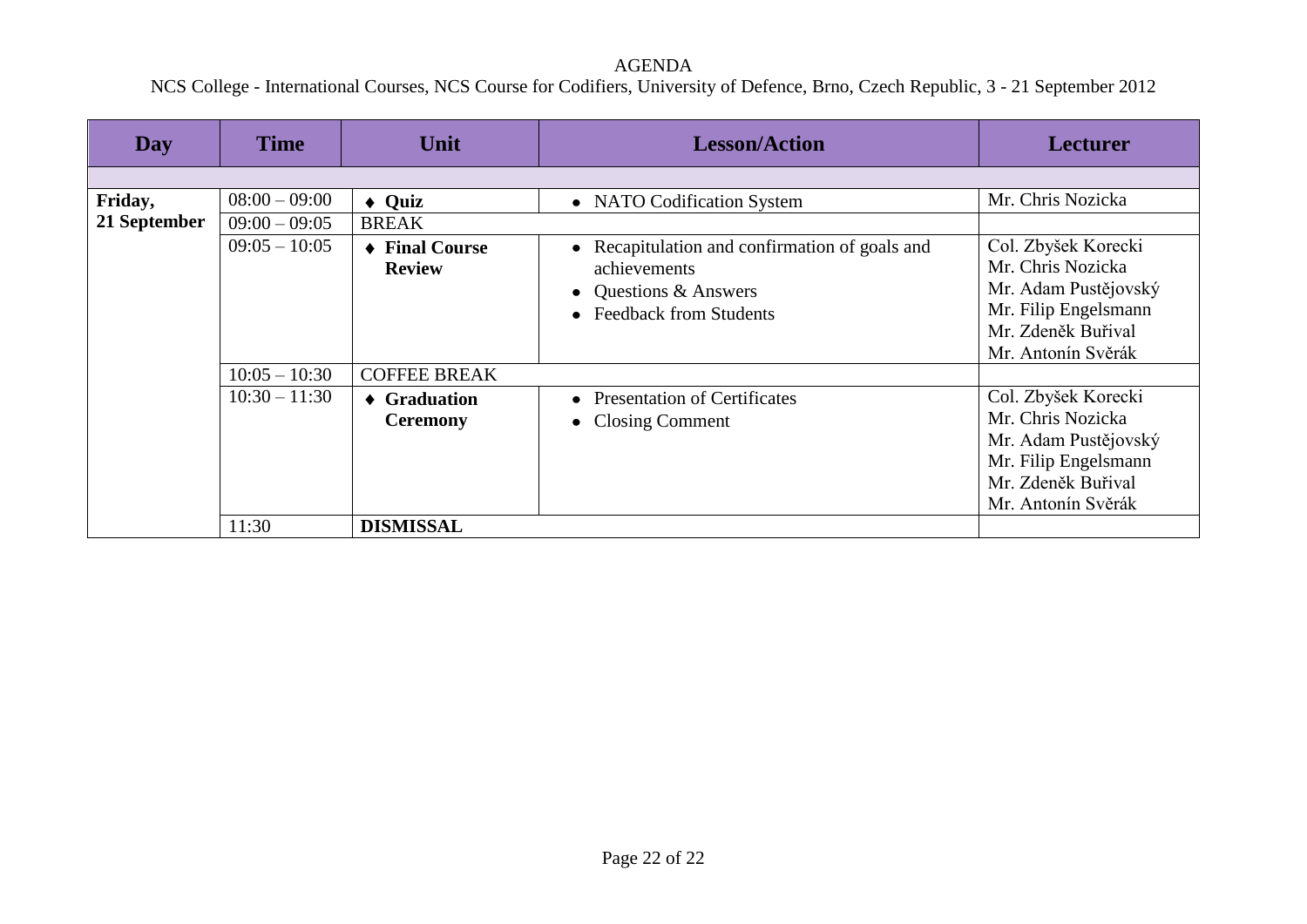AGENDA

NCS College - International Courses, NCS Course for Codifiers, University of Defence, Brno, Czech Republic, 3 - 21 September 2012

| Day | Time | Unit | Lesson/Action | Lecturer |
|---|---|---|---|---|
| | | | | |
| **Friday, 21 September** | 08:00 – 09:00 | ♦ **Quiz** | • NATO Codification System | Mr. Chris Nozicka |
| | 09:00 – 09:05 | BREAK | | |
| | 09:05 – 10:05 | ♦ **Final Course Review** | • Recapitulation and confirmation of goals and achievements<br>• Questions & Answers<br>• Feedback from Students | Col. Zbyšek Korecki<br>Mr. Chris Nozicka<br>Mr. Adam Pustějovský<br>Mr. Filip Engelsmann<br>Mr. Zdeněk Buřival<br>Mr. Antonín Svěrák |
| | 10:05 – 10:30 | COFFEE BREAK | | |
| | 10:30 – 11:30 | ♦ **Graduation Ceremony** | • Presentation of Certificates<br>• Closing Comment | Col. Zbyšek Korecki<br>Mr. Chris Nozicka<br>Mr. Adam Pustějovský<br>Mr. Filip Engelsmann<br>Mr. Zdeněk Buřival<br>Mr. Antonín Svěrák |
| | 11:30 | **DISMISSAL** | | |